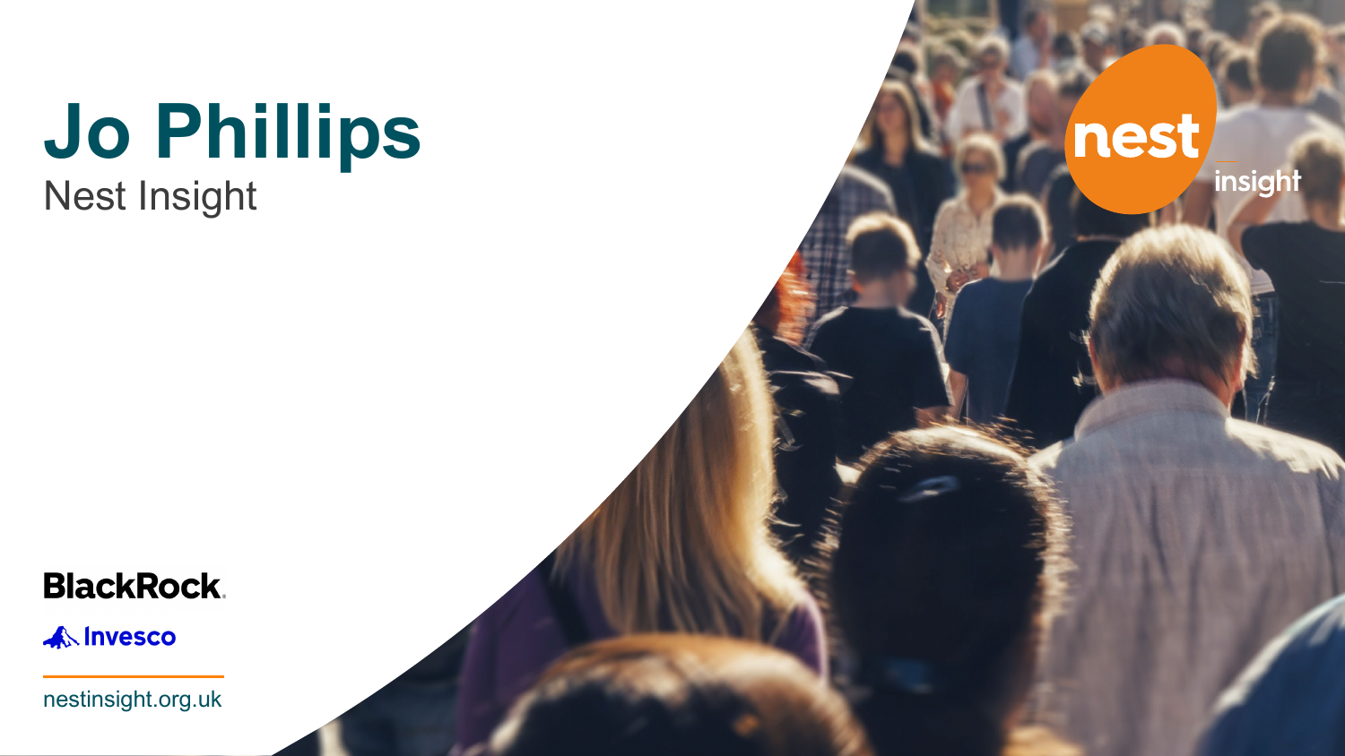# Jo Phillips

Nest Insight

BlackRock.

Invesco

nestinsight.org.uk

nest insight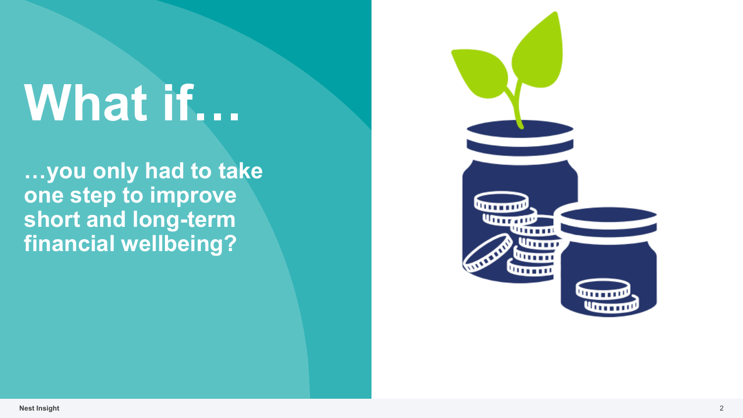# What if…

**…you only had to take one step to improve short and long-term financial wellbeing?**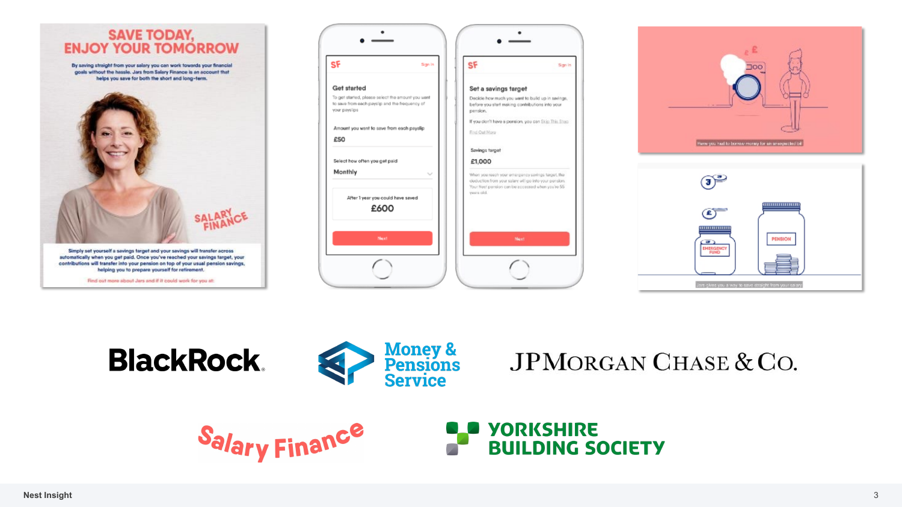# SAVE TODAY, ENJOY YOUR TOMORROW

By saving straight from your salary you can work towards your financial goals without the hassle. Jars from Salary Finance is an account that helps you save for both the short and long-term.

SALARY FINANCE

Simply set yourself a savings target and your savings will transfer across automatically when you get paid. Once you've reached your savings target, your contributions will transfer into your pension on top of your usual pension savings, helping you to prepare yourself for retirement.

Find out more about Jars and if it could work for you at:

---

SF — Sign in

**Get started**

To get started, please select the amount you want to save from each payslip and the frequency of your payslips

Amount you want to save from each payslip

£50

Select how often you get paid

Monthly

After 1 year you could have saved

£600

Next

---

SF — Sign in

**Set a savings target**

Decide how much you want to build up in savings, before you start making contributions into your pension.

If you don't have a pension, you can Skip This Step

Find Out More

Savings target

£1,000

When you reach your emergency savings target, the deduction from your salary will go into your pension. Your Nest pension can be accessed when you're 55 years old.

Next

---

Have you had to borrow money for an unexpected bill

EMERGENCY FUND

PENSION

Jars gives you a way to save straight from your salary

---

BlackRock

Money & Pensions Service

JPMorgan Chase & Co.

Salary Finance

Yorkshire Building Society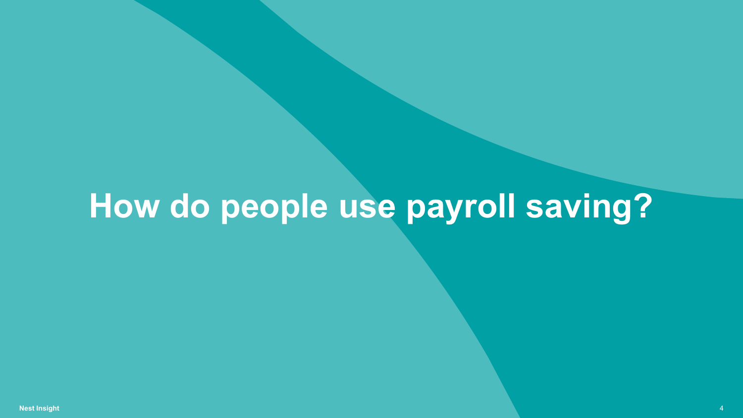# How do people use payroll saving?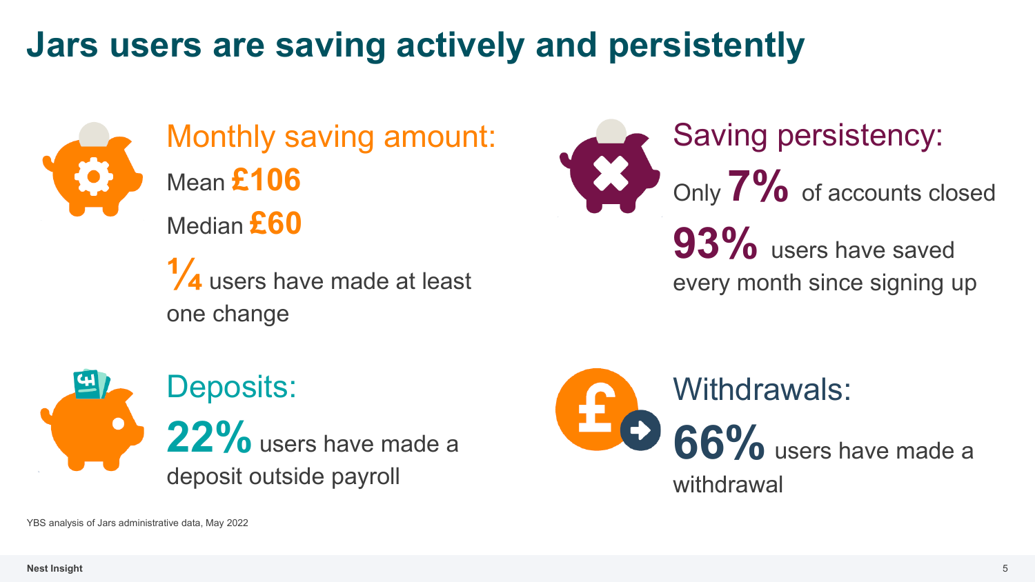# Jars users are saving actively and persistently

## Monthly saving amount:

Mean **£106**

Median **£60**

**¼** users have made at least one change

## Saving persistency:

Only **7%** of accounts closed

**93%** users have saved every month since signing up

## Deposits:

**22%** users have made a deposit outside payroll

## Withdrawals:

**66%** users have made a withdrawal

YBS analysis of Jars administrative data, May 2022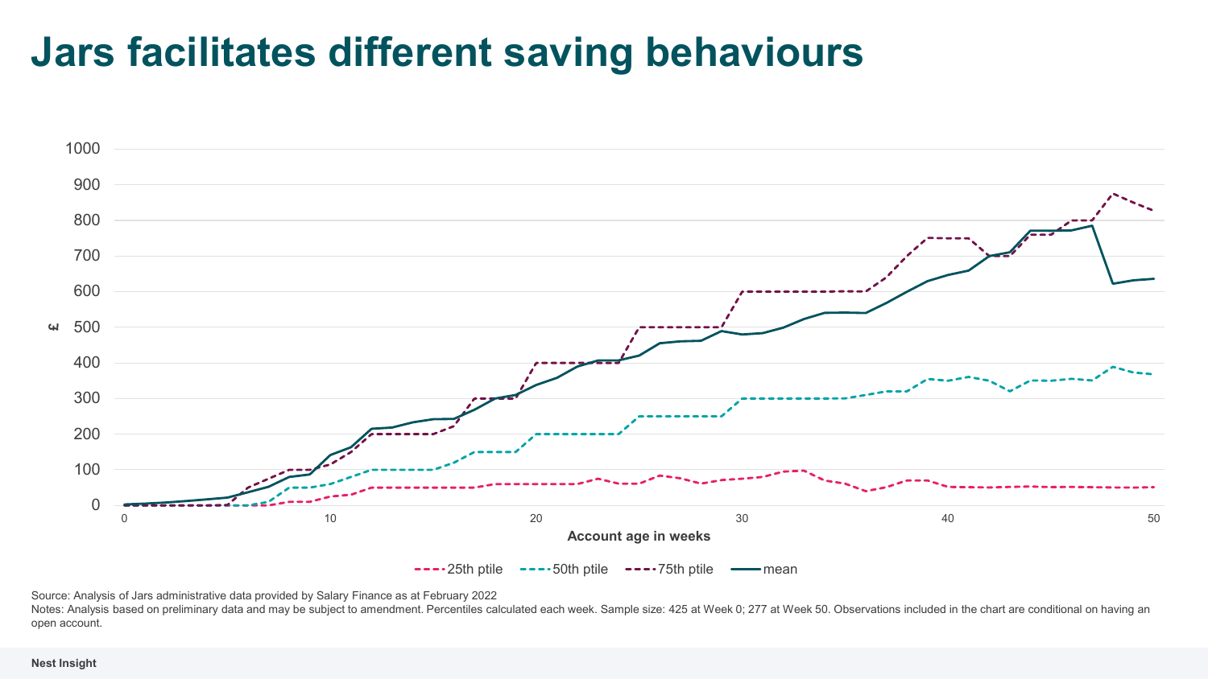# Jars facilitates different saving behaviours

Source: Analysis of Jars administrative data provided by Salary Finance as at February 2022

Notes: Analysis based on preliminary data and may be subject to amendment. Percentiles calculated each week. Sample size: 425 at Week 0; 277 at Week 50. Observations included in the chart are conditional on having an open account.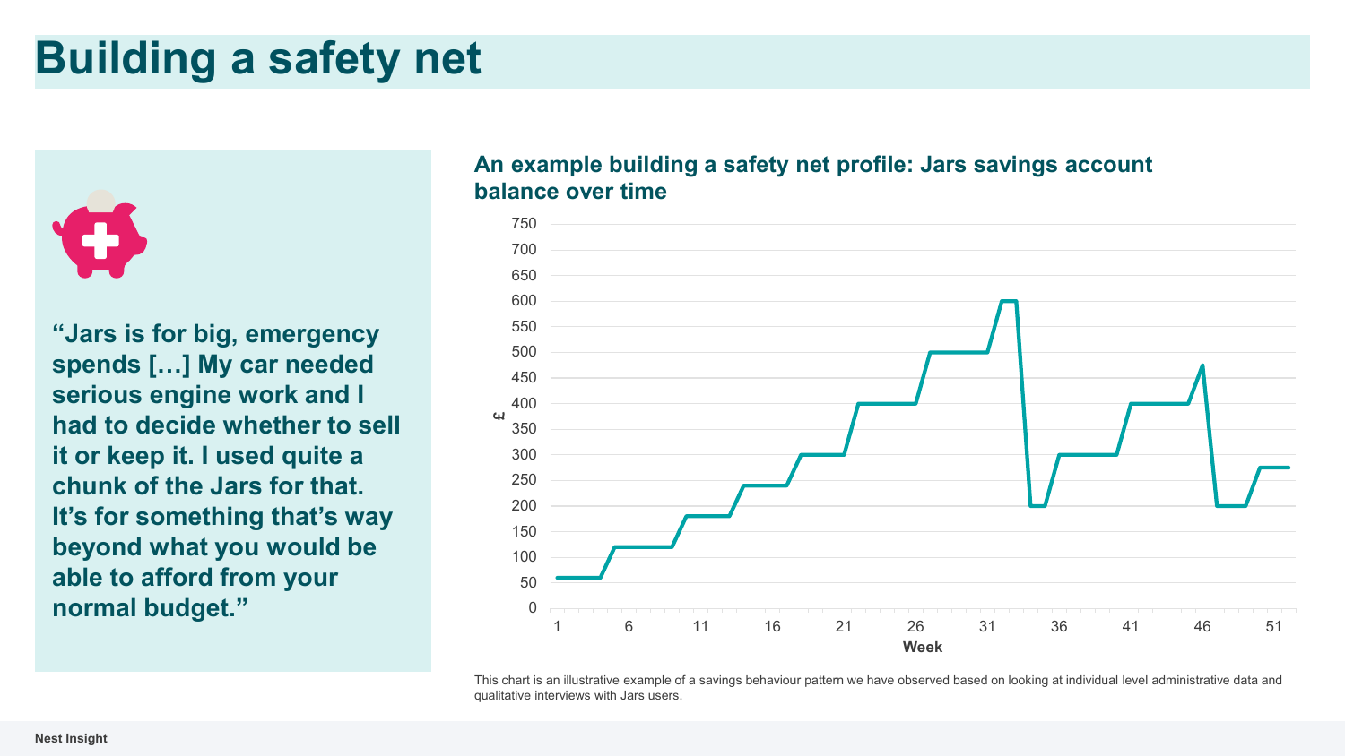# Building a safety net

**"Jars is for big, emergency spends […] My car needed serious engine work and I had to decide whether to sell it or keep it. I used quite a chunk of the Jars for that. It's for something that's way beyond what you would be able to afford from your normal budget."**

**An example building a safety net profile: Jars savings account balance over time**

This chart is an illustrative example of a savings behaviour pattern we have observed based on looking at individual level administrative data and qualitative interviews with Jars users.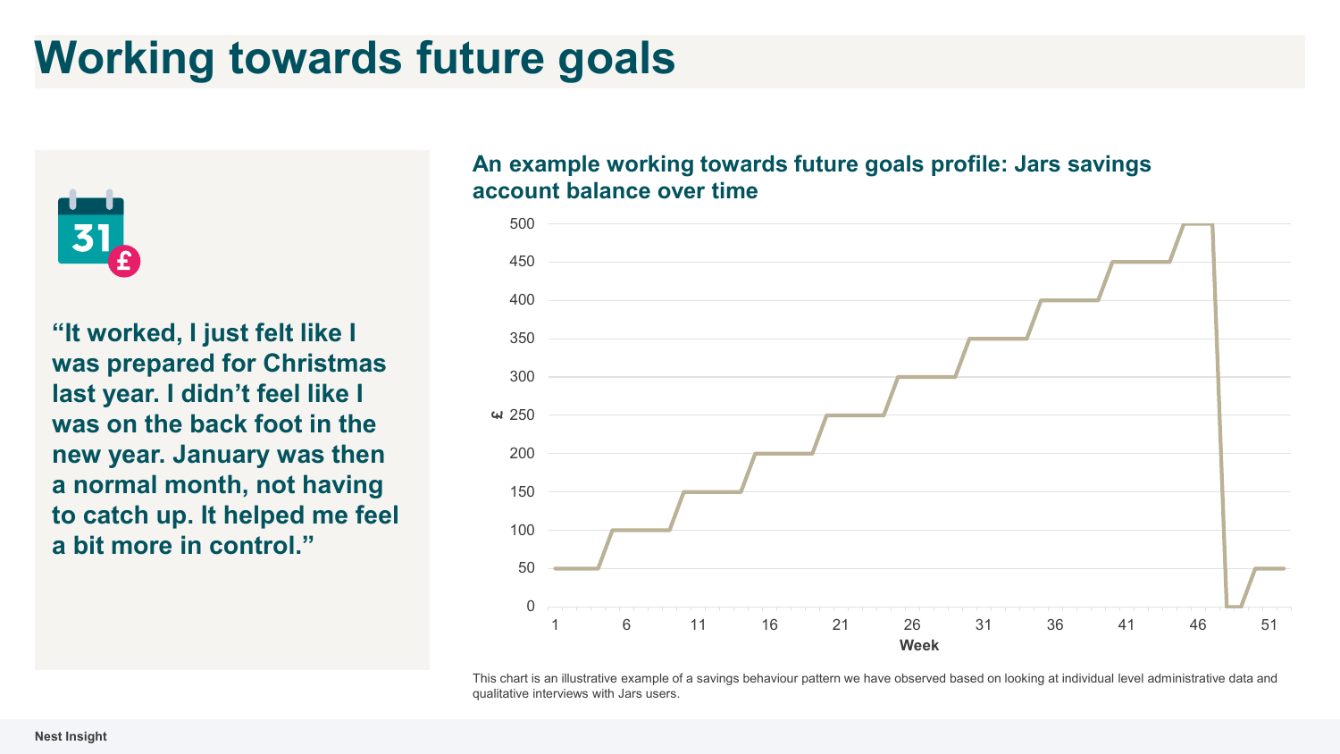# Working towards future goals

**"It worked, I just felt like I was prepared for Christmas last year. I didn't feel like I was on the back foot in the new year. January was then a normal month, not having to catch up. It helped me feel a bit more in control."**

**An example working towards future goals profile: Jars savings account balance over time**

This chart is an illustrative example of a savings behaviour pattern we have observed based on looking at individual level administrative data and qualitative interviews with Jars users.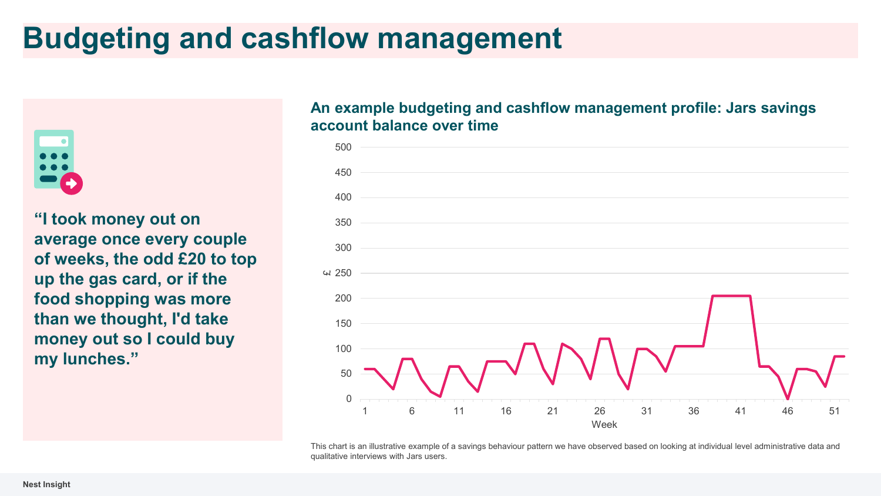# Budgeting and cashflow management

**"I took money out on average once every couple of weeks, the odd £20 to top up the gas card, or if the food shopping was more than we thought, I'd take money out so I could buy my lunches."**

**An example budgeting and cashflow management profile: Jars savings account balance over time**

This chart is an illustrative example of a savings behaviour pattern we have observed based on looking at individual level administrative data and qualitative interviews with Jars users.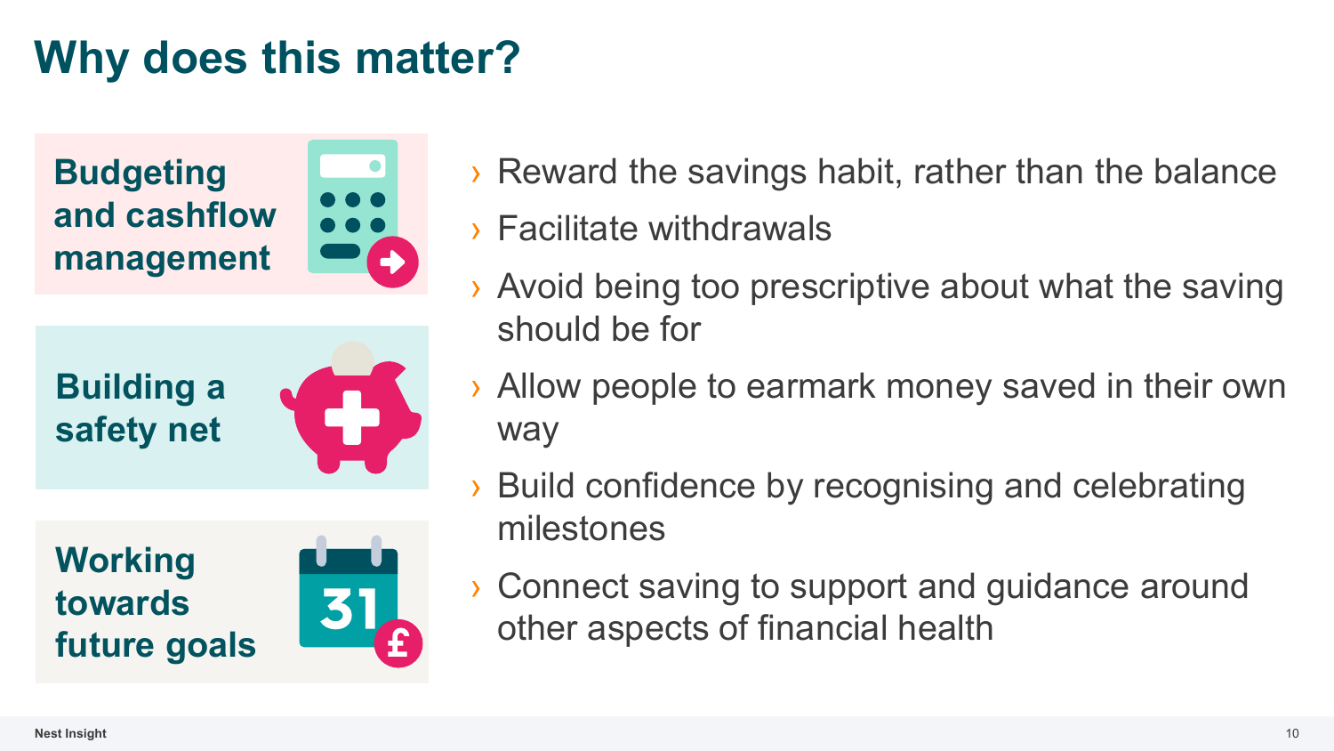# Why does this matter?

**Budgeting and cashflow management**

**Building a safety net**

**Working towards future goals**

- Reward the savings habit, rather than the balance
- Facilitate withdrawals
- Avoid being too prescriptive about what the saving should be for
- Allow people to earmark money saved in their own way
- Build confidence by recognising and celebrating milestones
- Connect saving to support and guidance around other aspects of financial health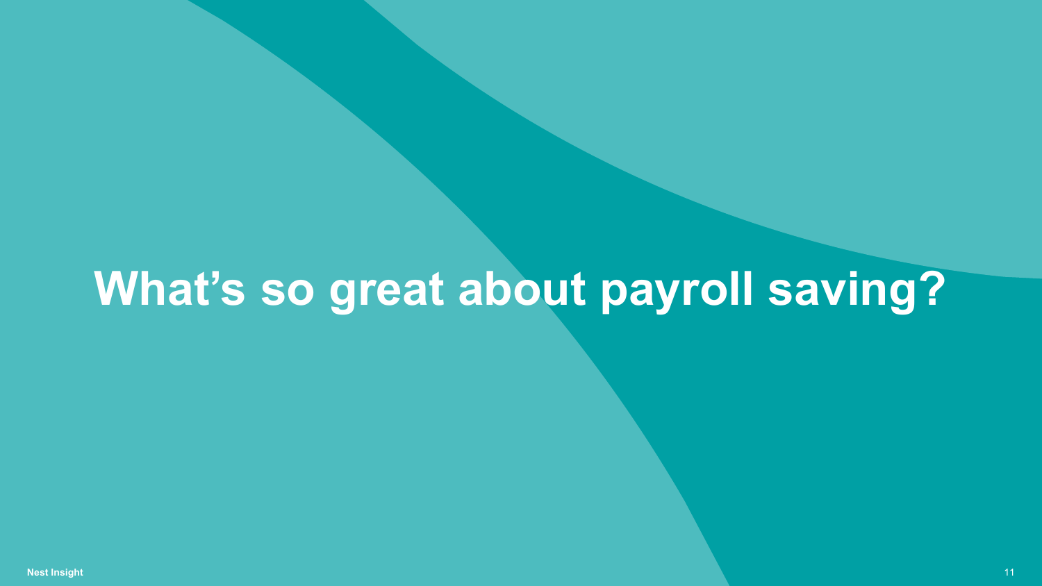# What’s so great about payroll saving?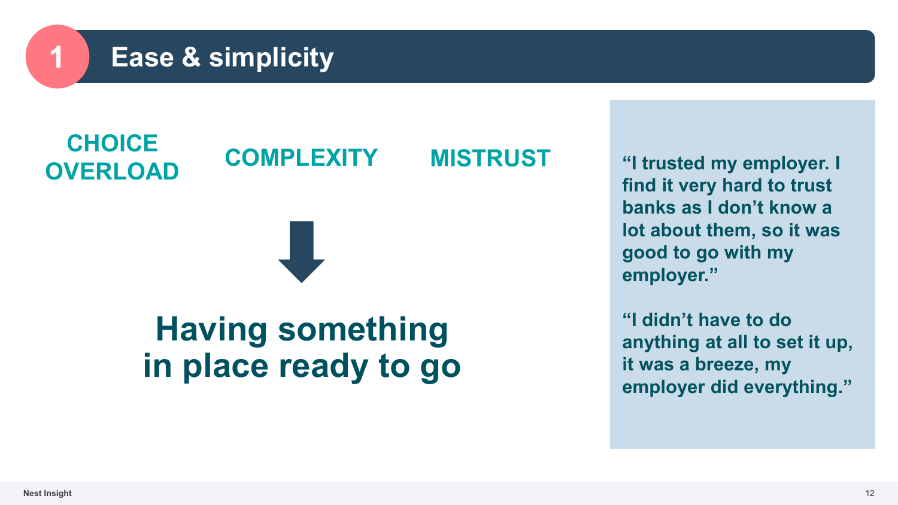# 1 Ease & simplicity

**CHOICE OVERLOAD**

**COMPLEXITY**

**MISTRUST**

↓

## Having something in place ready to go

> **"I trusted my employer. I find it very hard to trust banks as I don't know a lot about them, so it was good to go with my employer."**
>
> **"I didn't have to do anything at all to set it up, it was a breeze, my employer did everything."**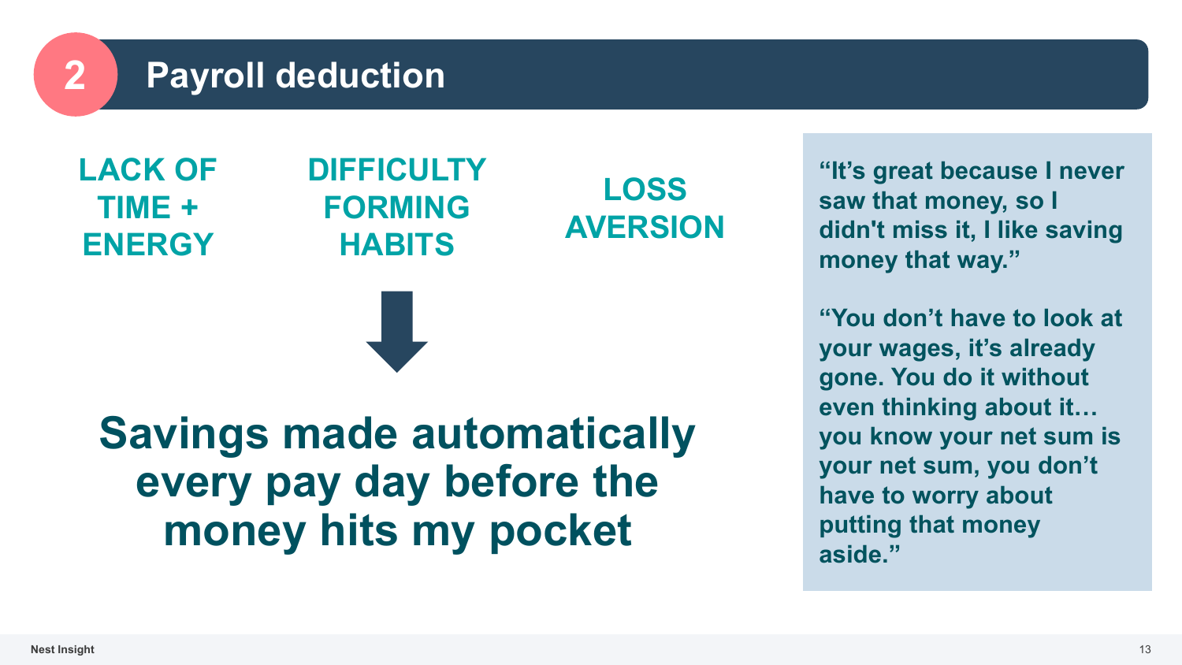## 2 Payroll deduction

**LACK OF TIME + ENERGY**

**DIFFICULTY FORMING HABITS**

**LOSS AVERSION**

↓

**Savings made automatically every pay day before the money hits my pocket**

> **"It's great because I never saw that money, so I didn't miss it, I like saving money that way."**

> **"You don't have to look at your wages, it's already gone. You do it without even thinking about it… you know your net sum is your net sum, you don't have to worry about putting that money aside."**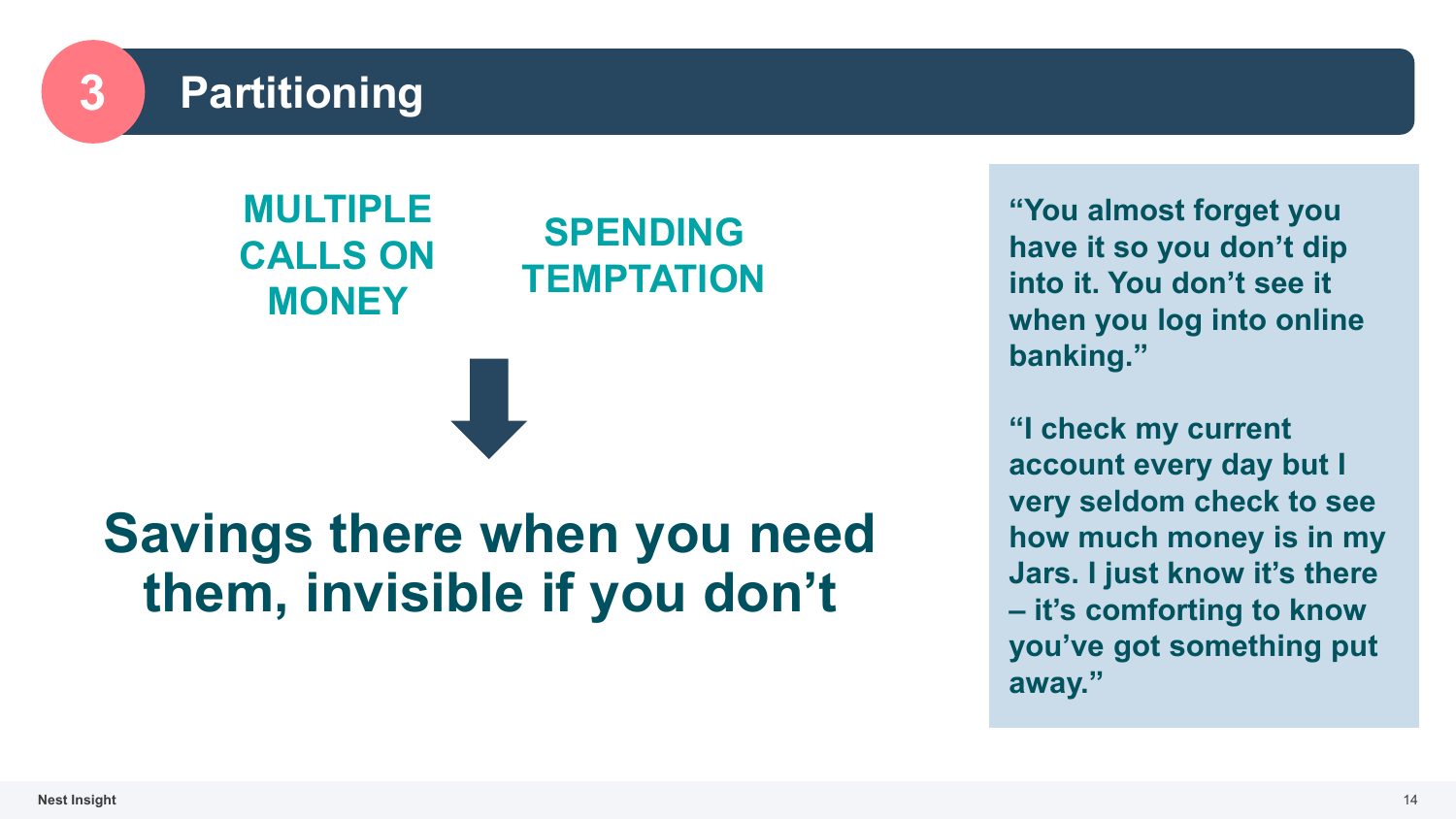## 3 Partitioning

**MULTIPLE CALLS ON MONEY**

**SPENDING TEMPTATION**

↓

**Savings there when you need them, invisible if you don't**

> **"You almost forget you have it so you don't dip into it. You don't see it when you log into online banking."**
>
> **"I check my current account every day but I very seldom check to see how much money is in my Jars. I just know it's there – it's comforting to know you've got something put away."**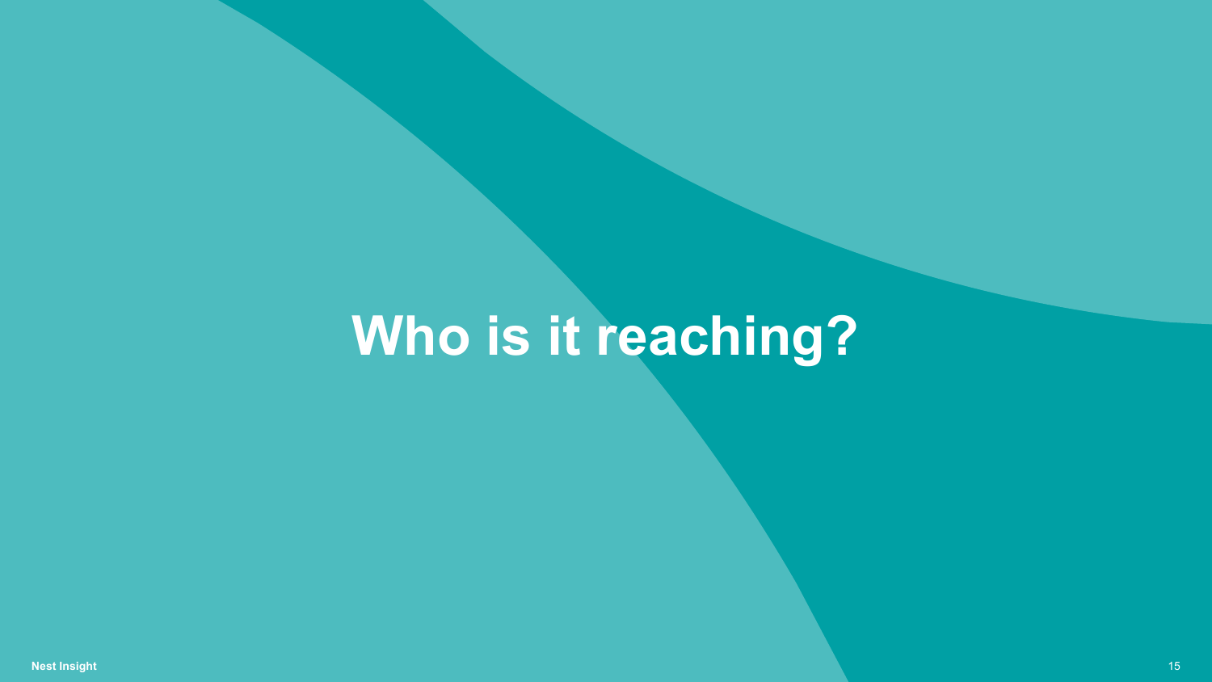# Who is it reaching?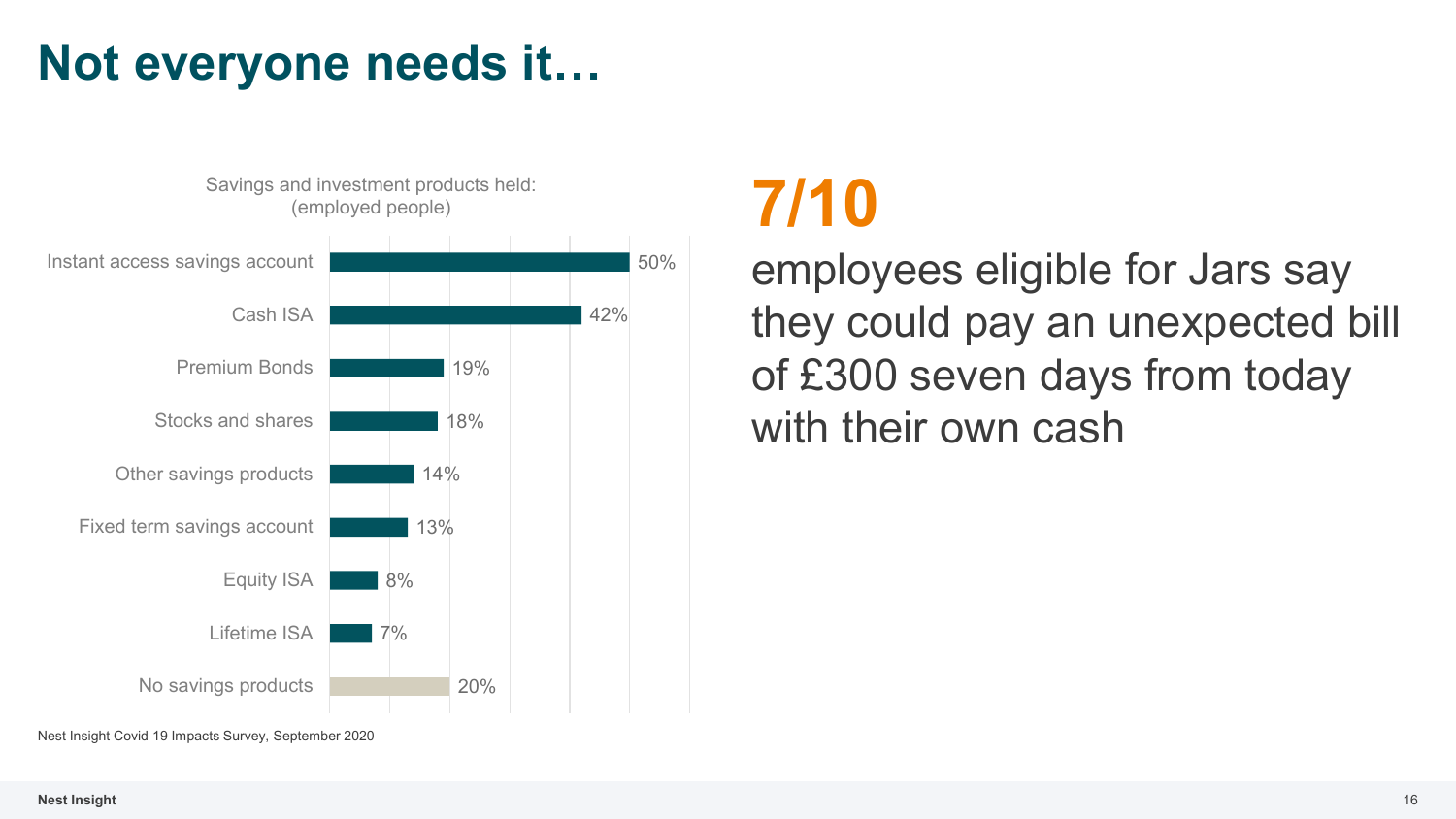# Not everyone needs it…

Savings and investment products held: (employed people)

| Product | % |
| --- | --- |
| Instant access savings account | 50% |
| Cash ISA | 42% |
| Premium Bonds | 19% |
| Stocks and shares | 18% |
| Other savings products | 14% |
| Fixed term savings account | 13% |
| Equity ISA | 8% |
| Lifetime ISA | 7% |
| No savings products | 20% |

Nest Insight Covid 19 Impacts Survey, September 2020

## 7/10

employees eligible for Jars say they could pay an unexpected bill of £300 seven days from today with their own cash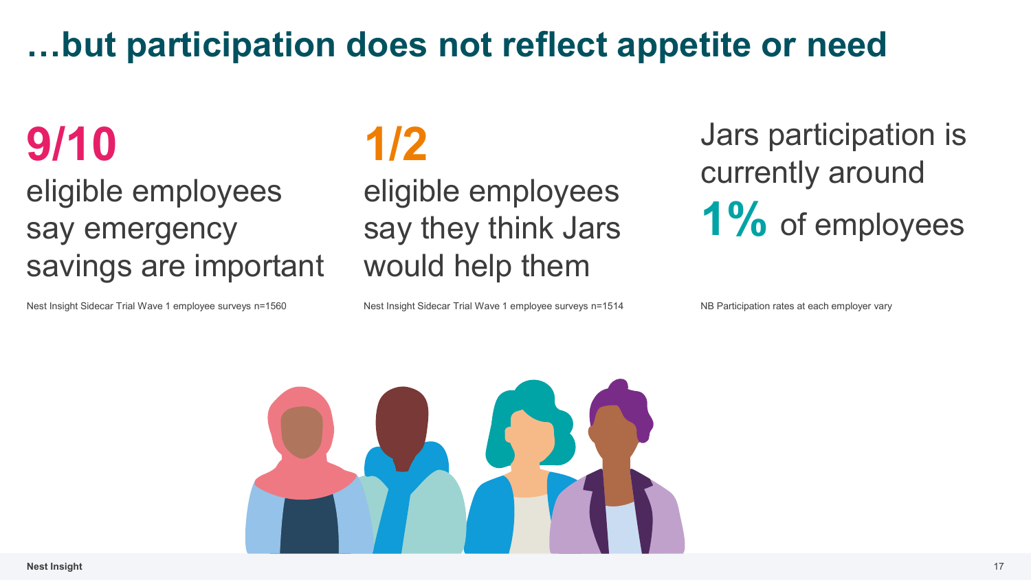# …but participation does not reflect appetite or need

**9/10**

eligible employees say emergency savings are important

Nest Insight Sidecar Trial Wave 1 employee surveys n=1560

**1/2**

eligible employees say they think Jars would help them

Nest Insight Sidecar Trial Wave 1 employee surveys n=1514

Jars participation is currently around **1%** of employees

NB Participation rates at each employer vary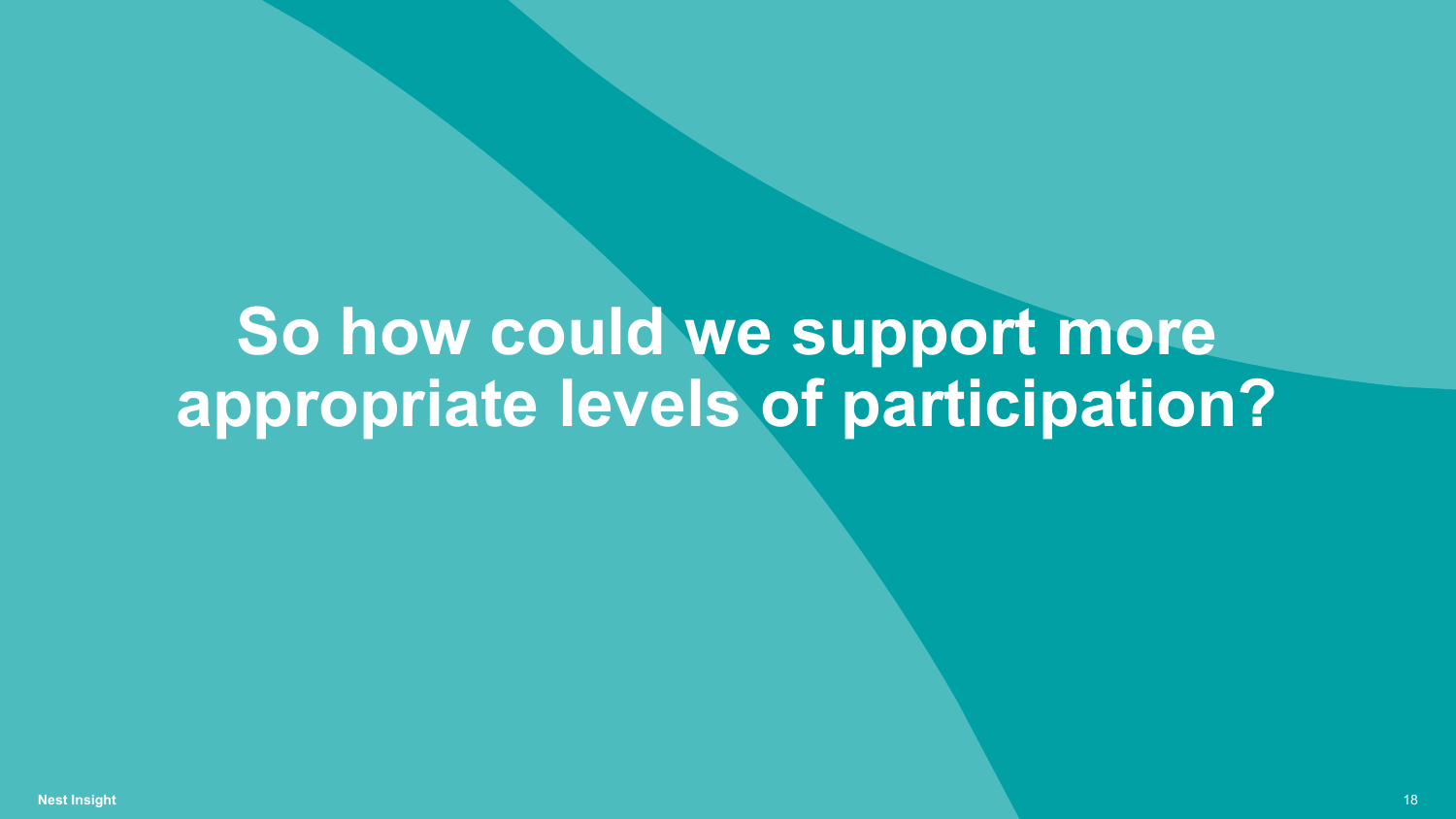# So how could we support more appropriate levels of participation?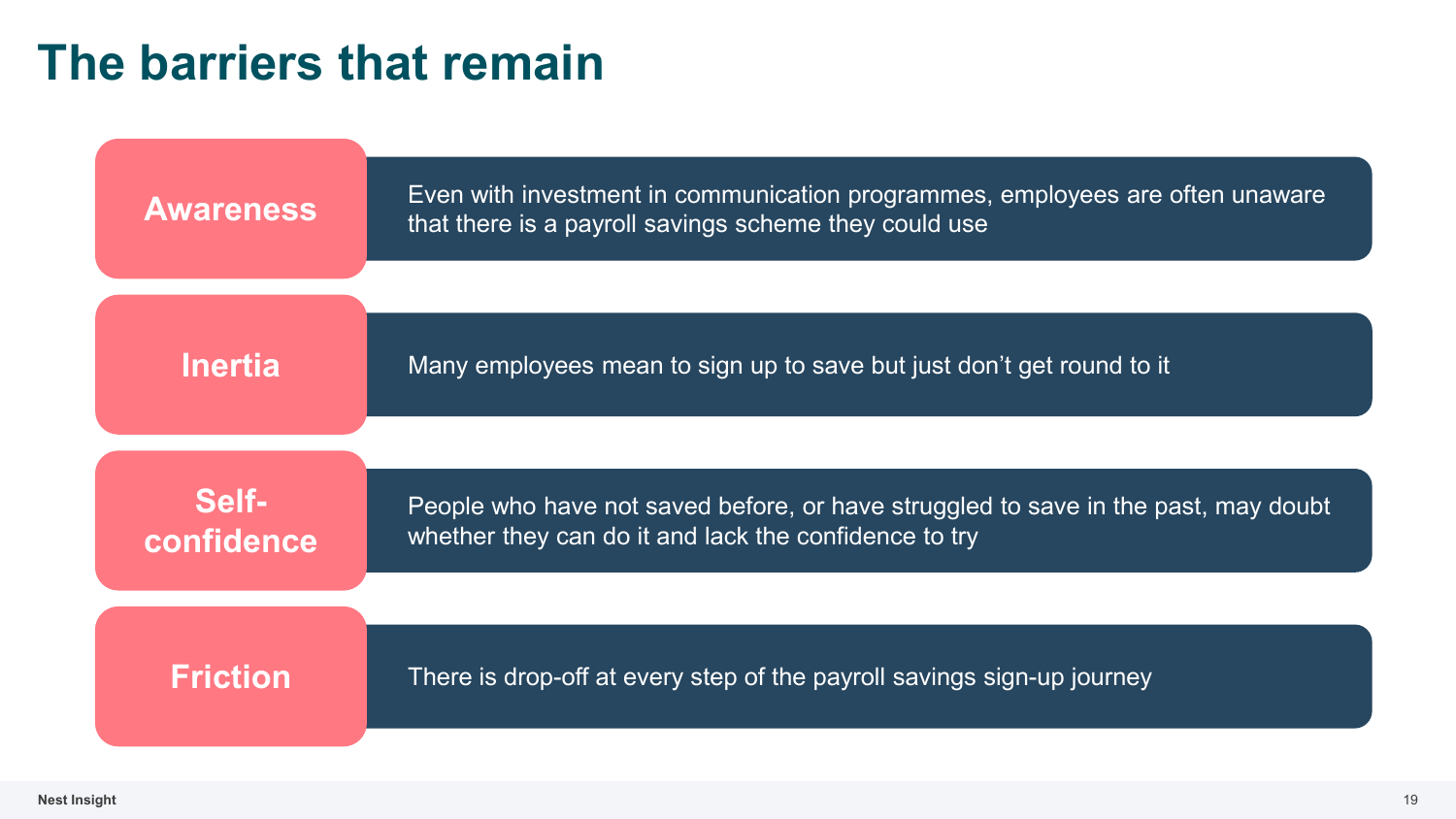# The barriers that remain

**Awareness**
Even with investment in communication programmes, employees are often unaware that there is a payroll savings scheme they could use

**Inertia**
Many employees mean to sign up to save but just don’t get round to it

**Self-confidence**
People who have not saved before, or have struggled to save in the past, may doubt whether they can do it and lack the confidence to try

**Friction**
There is drop-off at every step of the payroll savings sign-up journey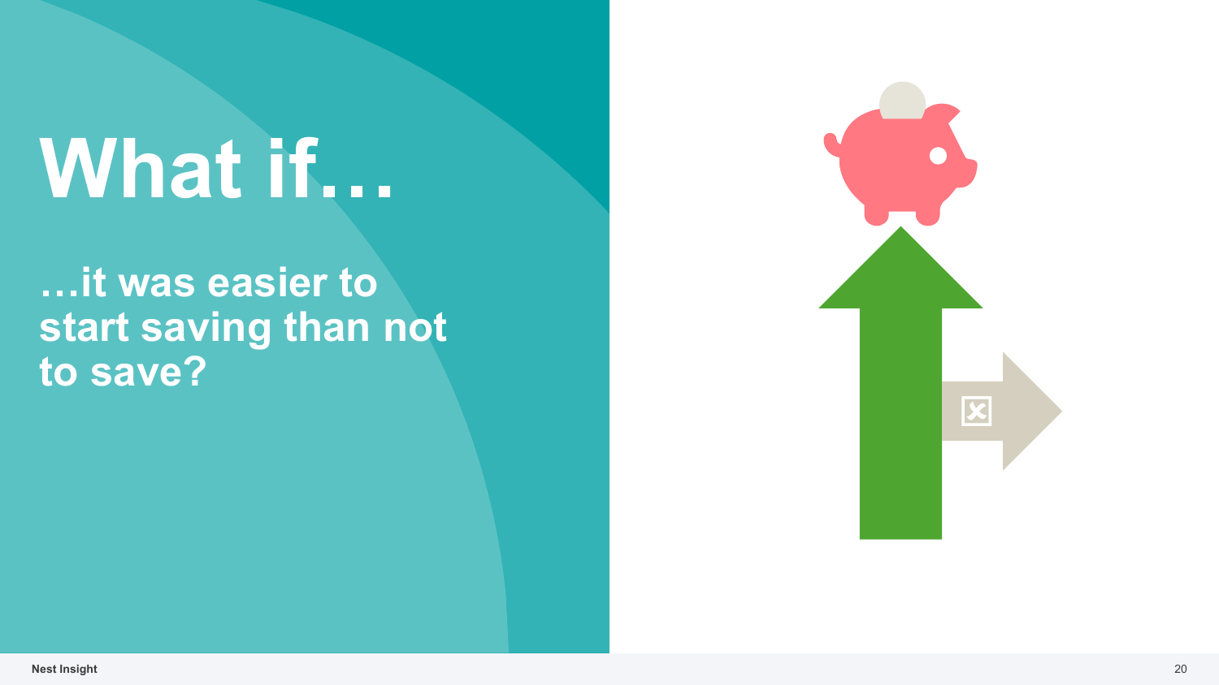# What if…

## …it was easier to start saving than not to save?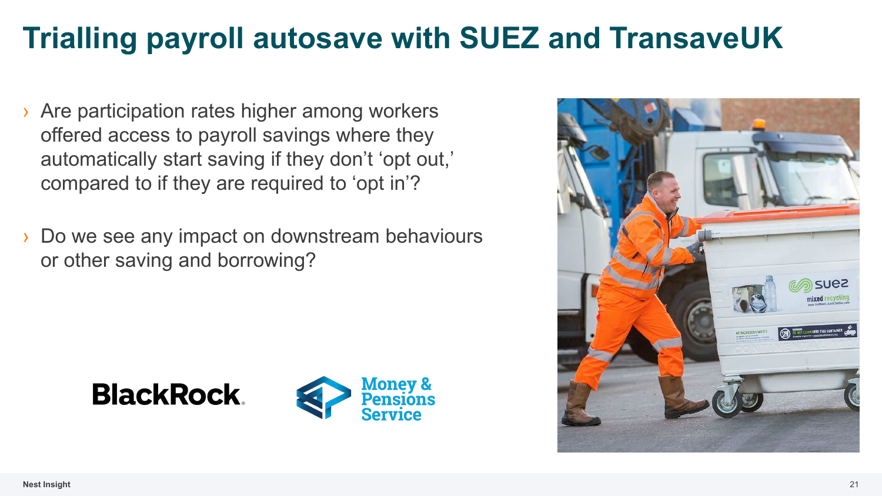# Trialling payroll autosave with SUEZ and TransaveUK

- Are participation rates higher among workers offered access to payroll savings where they automatically start saving if they don't 'opt out,' compared to if they are required to 'opt in'?
- Do we see any impact on downstream behaviours or other saving and borrowing?

BlackRock.

Money & Pensions Service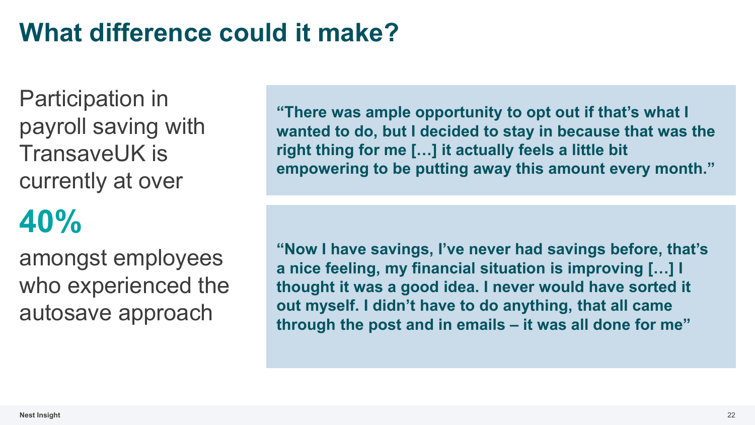# What difference could it make?

Participation in payroll saving with TransaveUK is currently at over

**40%**

amongst employees who experienced the autosave approach

**"There was ample opportunity to opt out if that's what I wanted to do, but I decided to stay in because that was the right thing for me […] it actually feels a little bit empowering to be putting away this amount every month."**

**"Now I have savings, I've never had savings before, that's a nice feeling, my financial situation is improving […] I thought it was a good idea. I never would have sorted it out myself. I didn't have to do anything, that all came through the post and in emails – it was all done for me"**